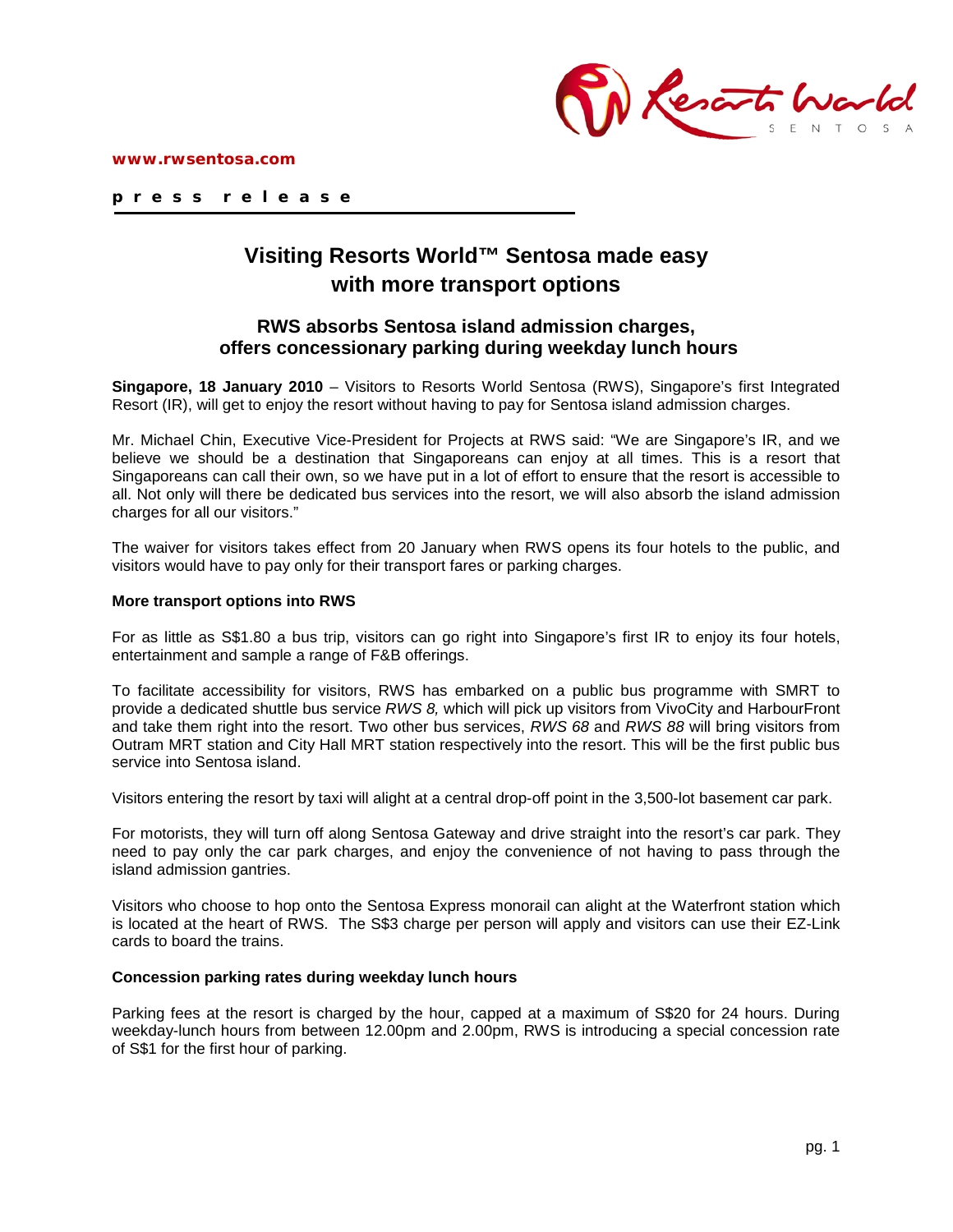**www.rwsentosa.com**

**press release**

# Visiting Resorts World™ Sentosa made easy with more transport options

## RWS absorbs Sentosa island admission charges, offers concessionary parking during weekday lunch hours

**Singapore, 18 January 2010** – Visitors to Resorts World Sentosa (RWS), Singapore's first Integrated Resort (IR), will get to enjoy the resort without having to pay for Sentosa island admission charges.

Mr. Michael Chin, Executive Vice-President for Projects at RWS said: "We are Singapore's IR, and we believe we should be a destination that Singaporeans can enjoy at all times. This is a resort that Singaporeans can call their own, so we have put in a lot of effort to ensure that the resort is accessible to all. Not only will there be dedicated bus services into the resort, we will also absorb the island admission charges for all our visitors."

The waiver for visitors takes effect from 20 January when RWS opens its four hotels to the public, and visitors would have to pay only for their transport fares or parking charges.

**More transport options into RWS**

For as little as S$1.80 a bus trip, visitors can go right into Singapore's first IR to enjoy its four hotels, entertainment and sample a range of F&B offerings.

To facilitate accessibility for visitors, RWS has embarked on a public bus programme with SMRT to provide a dedicated shuttle bus service *RWS 8,* which will pick up visitors from VivoCity and HarbourFront and take them right into the resort. Two other bus services, *RWS 68* and *RWS 88* will bring visitors from Outram MRT station and City Hall MRT station respectively into the resort. This will be the first public bus service into Sentosa island.

Visitors entering the resort by taxi will alight at a central drop-off point in the 3,500-lot basement car park.

For motorists, they will turn off along Sentosa Gateway and drive straight into the resort's car park. They need to pay only the car park charges, and enjoy the convenience of not having to pass through the island admission gantries.

Visitors who choose to hop onto the Sentosa Express monorail can alight at the Waterfront station which is located at the heart of RWS. The S$3 charge per person will apply and visitors can use their EZ-Link cards to board the trains.

**Concession parking rates during weekday lunch hours**

Parking fees at the resort is charged by the hour, capped at a maximum of S$20 for 24 hours. During weekday-lunch hours from between 12.00pm and 2.00pm, RWS is introducing a special concession rate of S$1 for the first hour of parking.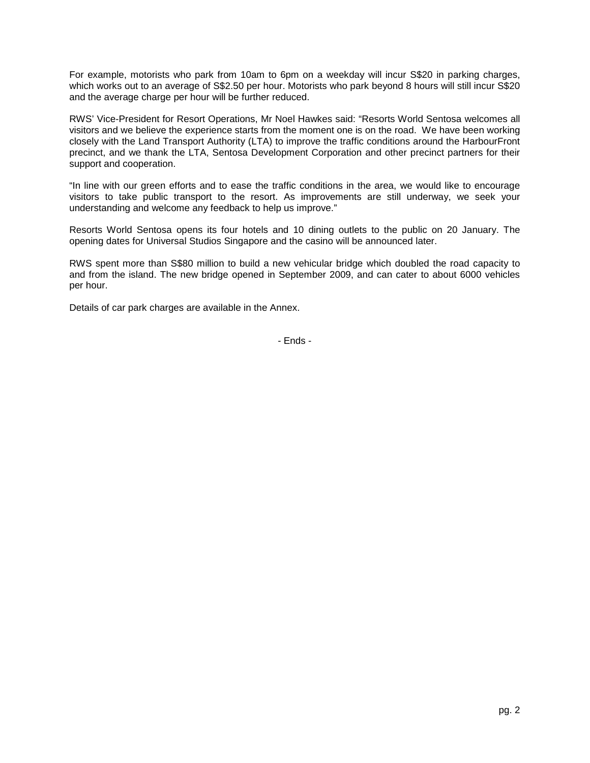For example, motorists who park from 10am to 6pm on a weekday will incur S$20 in parking charges, which works out to an average of S$2.50 per hour. Motorists who park beyond 8 hours will still incur S$20 and the average charge per hour will be further reduced.

RWS' Vice-President for Resort Operations, Mr Noel Hawkes said: "Resorts World Sentosa welcomes all visitors and we believe the experience starts from the moment one is on the road. We have been working closely with the Land Transport Authority (LTA) to improve the traffic conditions around the HarbourFront precinct, and we thank the LTA, Sentosa Development Corporation and other precinct partners for their support and cooperation.

"In line with our green efforts and to ease the traffic conditions in the area, we would like to encourage visitors to take public transport to the resort. As improvements are still underway, we seek your understanding and welcome any feedback to help us improve."

Resorts World Sentosa opens its four hotels and 10 dining outlets to the public on 20 January. The opening dates for Universal Studios Singapore and the casino will be announced later.

RWS spent more than S$80 million to build a new vehicular bridge which doubled the road capacity to and from the island. The new bridge opened in September 2009, and can cater to about 6000 vehicles per hour.

Details of car park charges are available in the Annex.

- Ends -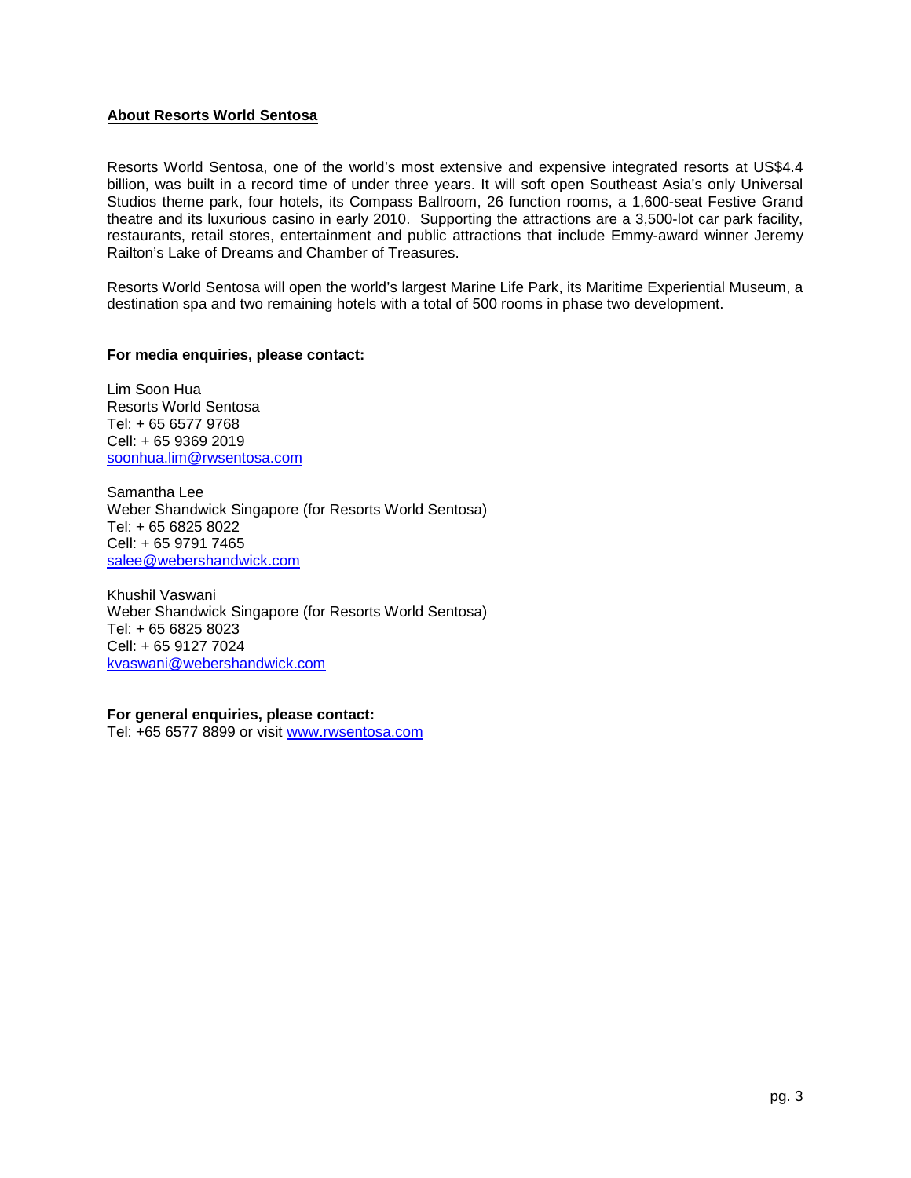## About Resorts World Sentosa

Resorts World Sentosa, one of the world's most extensive and expensive integrated resorts at US$4.4 billion, was built in a record time of under three years. It will soft open Southeast Asia's only Universal Studios theme park, four hotels, its Compass Ballroom, 26 function rooms, a 1,600-seat Festive Grand theatre and its luxurious casino in early 2010. Supporting the attractions are a 3,500-lot car park facility, restaurants, retail stores, entertainment and public attractions that include Emmy-award winner Jeremy Railton's Lake of Dreams and Chamber of Treasures.

Resorts World Sentosa will open the world's largest Marine Life Park, its Maritime Experiential Museum, a destination spa and two remaining hotels with a total of 500 rooms in phase two development.

**For media enquiries, please contact:**

Lim Soon Hua
Resorts World Sentosa
Tel: + 65 6577 9768
Cell: + 65 9369 2019
soonhua.lim@rwsentosa.com

Samantha Lee
Weber Shandwick Singapore (for Resorts World Sentosa)
Tel: + 65 6825 8022
Cell: + 65 9791 7465
salee@webershandwick.com

Khushil Vaswani
Weber Shandwick Singapore (for Resorts World Sentosa)
Tel: + 65 6825 8023
Cell: + 65 9127 7024
kvaswani@webershandwick.com

**For general enquiries, please contact:**
Tel: +65 6577 8899 or visit www.rwsentosa.com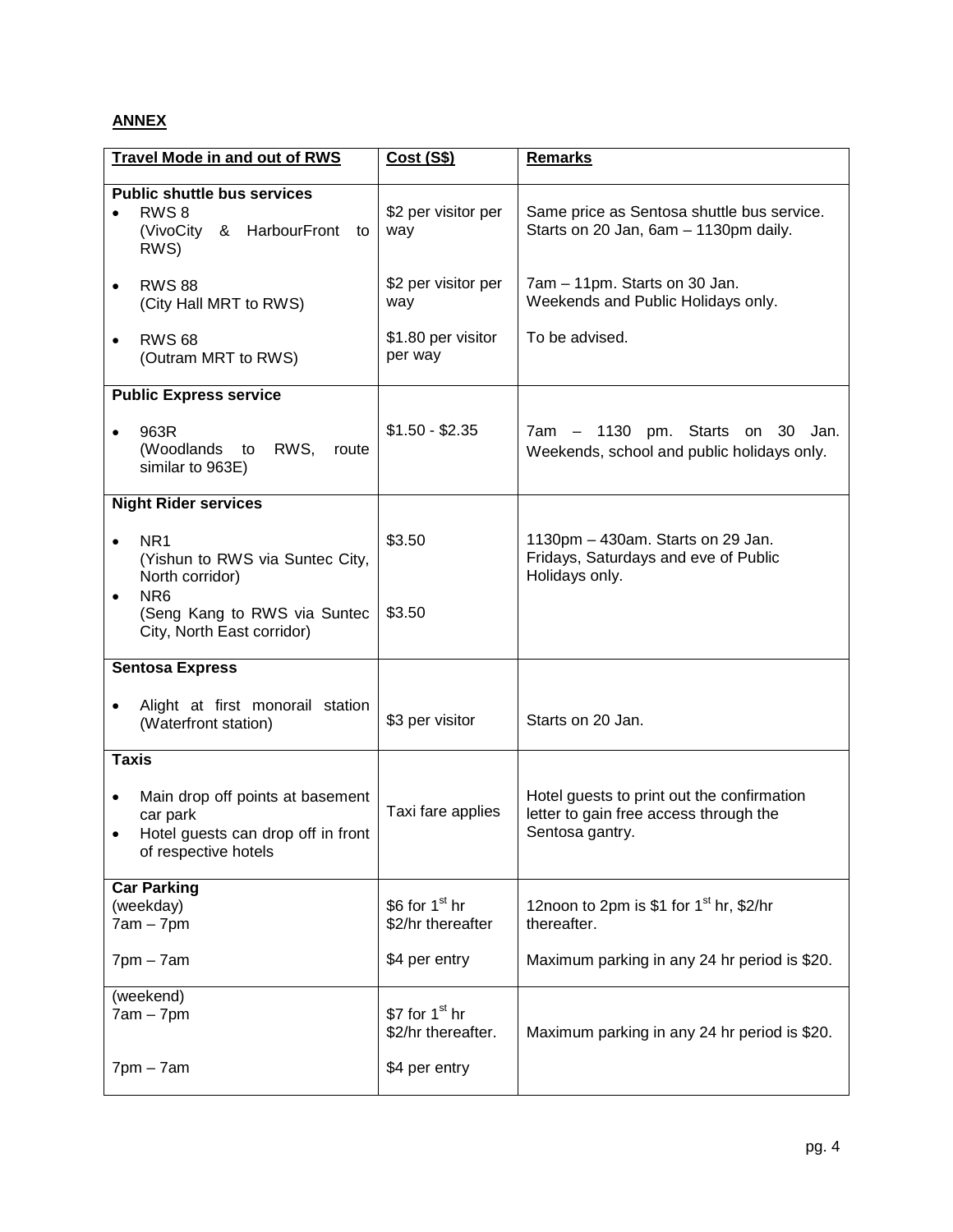## ANNEX

| Travel Mode in and out of RWS | Cost (S$) | Remarks |
|---|---|---|
| **Public shuttle bus services** | | |
| • RWS 8 (VivoCity & HarbourFront to RWS) | $2 per visitor per way | Same price as Sentosa shuttle bus service. Starts on 20 Jan, 6am – 1130pm daily. |
| • RWS 88 (City Hall MRT to RWS) | $2 per visitor per way | 7am – 11pm. Starts on 30 Jan. Weekends and Public Holidays only. |
| • RWS 68 (Outram MRT to RWS) | $1.80 per visitor per way | To be advised. |
| **Public Express service** | | |
| • 963R (Woodlands to RWS, route similar to 963E) | $1.50 - $2.35 | 7am – 1130 pm. Starts on 30 Jan. Weekends, school and public holidays only. |
| **Night Rider services** | | |
| • NR1 (Yishun to RWS via Suntec City, North corridor) | $3.50 | 1130pm – 430am. Starts on 29 Jan. Fridays, Saturdays and eve of Public Holidays only. |
| • NR6 (Seng Kang to RWS via Suntec City, North East corridor) | $3.50 | |
| **Sentosa Express** | | |
| • Alight at first monorail station (Waterfront station) | $3 per visitor | Starts on 20 Jan. |
| **Taxis** | | |
| • Main drop off points at basement car park<br>• Hotel guests can drop off in front of respective hotels | Taxi fare applies | Hotel guests to print out the confirmation letter to gain free access through the Sentosa gantry. |
| **Car Parking** (weekday) 7am – 7pm | $6 for 1st hr<br>$2/hr thereafter | 12noon to 2pm is $1 for 1st hr, $2/hr thereafter. |
| 7pm – 7am | $4 per entry | Maximum parking in any 24 hr period is $20. |
| (weekend) 7am – 7pm | $7 for 1st hr<br>$2/hr thereafter. | Maximum parking in any 24 hr period is $20. |
| 7pm – 7am | $4 per entry | |